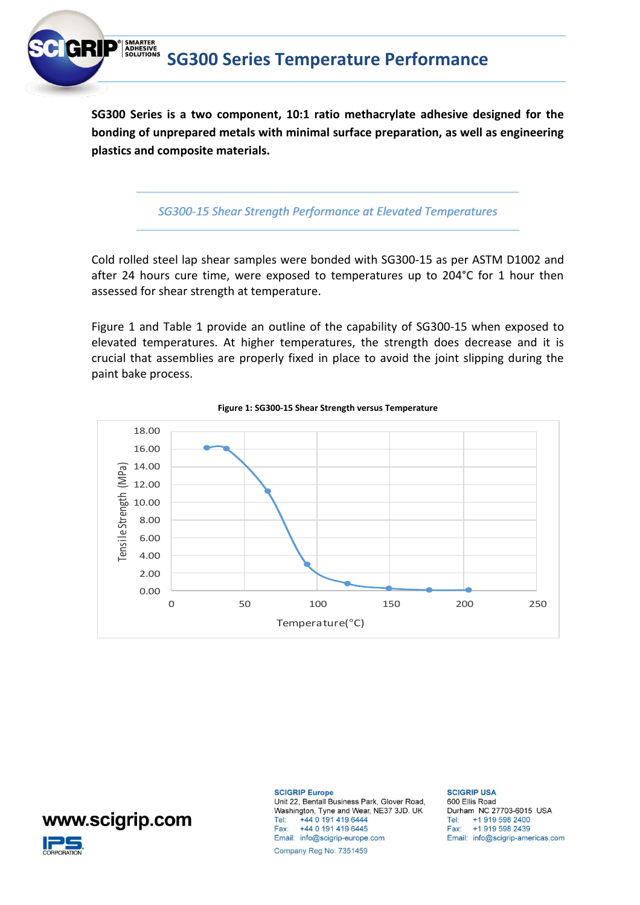# SG300 Series Temperature Performance

**SG300 Series is a two component, 10:1 ratio methacrylate adhesive designed for the bonding of unprepared metals with minimal surface preparation, as well as engineering plastics and composite materials.**

## *SG300-15 Shear Strength Performance at Elevated Temperatures*

Cold rolled steel lap shear samples were bonded with SG300-15 as per ASTM D1002 and after 24 hours cure time, were exposed to temperatures up to 204°C for 1 hour then assessed for shear strength at temperature.

Figure 1 and Table 1 provide an outline of the capability of SG300-15 when exposed to elevated temperatures. At higher temperatures, the strength does decrease and it is crucial that assemblies are properly fixed in place to avoid the joint slipping during the paint bake process.

**Figure 1: SG300-15 Shear Strength versus Temperature**

SCIGRIP Europe
Unit 22, Bentall Business Park, Glover Road,
Washington, Tyne and Wear, NE37 3JD. UK
Tel: +44 0 191 419 6444
Fax: +44 0 191 419 6445
Email: info@scigrip-europe.com
Company Reg No: 7351459

SCIGRIP USA
600 Ellis Road
Durham NC 27703-6015 USA
Tel: +1 919 598 2400
Fax: +1 919 598 2439
Email: info@scigrip-americas.com

www.scigrip.com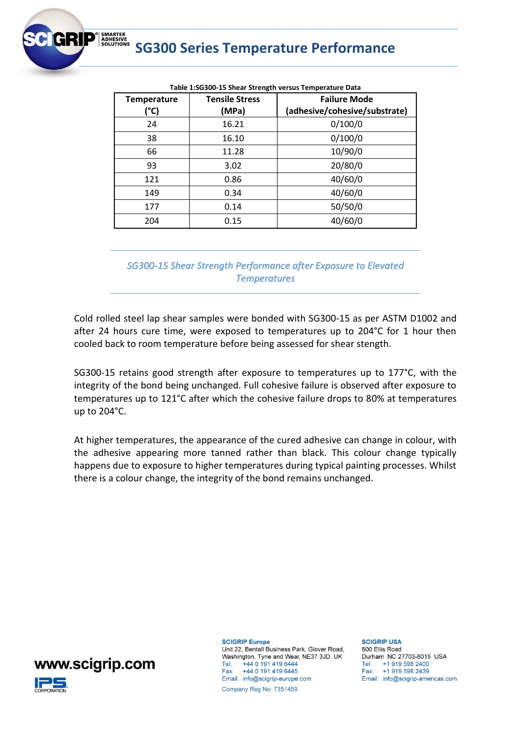**Table 1:SG300-15 Shear Strength versus Temperature Data**

| Temperature (°C) | Tensile Stress (MPa) | Failure Mode (adhesive/cohesive/substrate) |
|---|---|---|
| 24 | 16.21 | 0/100/0 |
| 38 | 16.10 | 0/100/0 |
| 66 | 11.28 | 10/90/0 |
| 93 | 3.02 | 20/80/0 |
| 121 | 0.86 | 40/60/0 |
| 149 | 0.34 | 40/60/0 |
| 177 | 0.14 | 50/50/0 |
| 204 | 0.15 | 40/60/0 |

## *SG300-15 Shear Strength Performance after Exposure to Elevated Temperatures*

Cold rolled steel lap shear samples were bonded with SG300-15 as per ASTM D1002 and after 24 hours cure time, were exposed to temperatures up to 204°C for 1 hour then cooled back to room temperature before being assessed for shear strength.

SG300-15 retains good strength after exposure to temperatures up to 177°C, with the integrity of the bond being unchanged. Full cohesive failure is observed after exposure to temperatures up to 121°C after which the cohesive failure drops to 80% at temperatures up to 204°C.

At higher temperatures, the appearance of the cured adhesive can change in colour, with the adhesive appearing more tanned rather than black. This colour change typically happens due to exposure to higher temperatures during typical painting processes. Whilst there is a colour change, the integrity of the bond remains unchanged.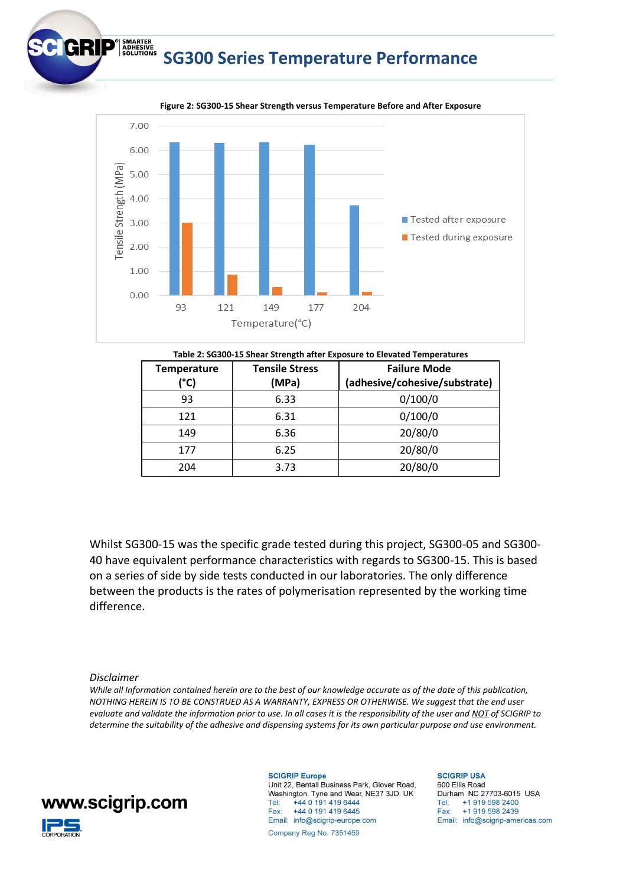# SG300 Series Temperature Performance

**Figure 2: SG300-15 Shear Strength versus Temperature Before and After Exposure**

Tensile Strength (MPa)

7.00
6.00
5.00
4.00
3.00
2.00
1.00
0.00

93
121
149
177
204

Temperature(°C)

Tested after exposure
Tested during exposure

**Table 2: SG300-15 Shear Strength after Exposure to Elevated Temperatures**

| Temperature (°C) | Tensile Stress (MPa) | Failure Mode (adhesive/cohesive/substrate) |
|---|---|---|
| 93 | 6.33 | 0/100/0 |
| 121 | 6.31 | 0/100/0 |
| 149 | 6.36 | 20/80/0 |
| 177 | 6.25 | 20/80/0 |
| 204 | 3.73 | 20/80/0 |

Whilst SG300-15 was the specific grade tested during this project, SG300-05 and SG300-40 have equivalent performance characteristics with regards to SG300-15. This is based on a series of side by side tests conducted in our laboratories. The only difference between the products is the rates of polymerisation represented by the working time difference.

*Disclaimer*

*While all Information contained herein are to the best of our knowledge accurate as of the date of this publication, NOTHING HEREIN IS TO BE CONSTRUED AS A WARRANTY, EXPRESS OR OTHERWISE. We suggest that the end user evaluate and validate the information prior to use. In all cases it is the responsibility of the user and NOT of SCIGRIP to determine the suitability of the adhesive and dispensing systems for its own particular purpose and use environment.*

www.scigrip.com

**SCIGRIP Europe**
Unit 22, Bentall Business Park, Glover Road,
Washington, Tyne and Wear, NE37 3JD. UK
Tel: +44 0 191 419 6444
Fax: +44 0 191 419 6445
Email: info@scigrip-europe.com
Company Reg No: 7351459

**SCIGRIP USA**
600 Ellis Road
Durham NC 27703-6015 USA
Tel: +1 919 598 2400
Fax: +1 919 598 2439
Email: info@scigrip-americas.com